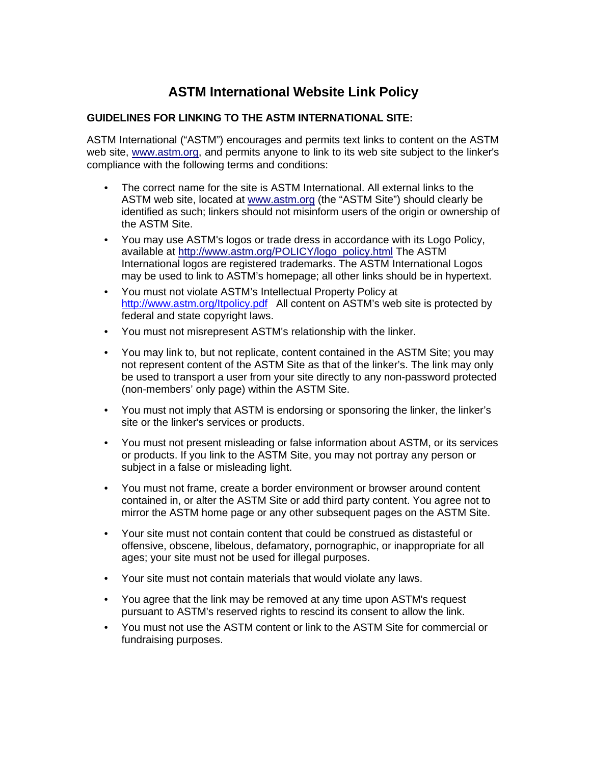# ASTM International Website Link Policy

## GUIDELINES FOR LINKING TO THE ASTM INTERNATIONAL SITE:

ASTM International ("ASTM") encourages and permits text links to content on the ASTM web site, www.astm.org, and permits anyone to link to its web site subject to the linker's compliance with the following terms and conditions:

- The correct name for the site is ASTM International. All external links to the ASTM web site, located at www.astm.org (the "ASTM Site") should clearly be identified as such; linkers should not misinform users of the origin or ownership of the ASTM Site.
- You may use ASTM's logos or trade dress in accordance with its Logo Policy, available at http://www.astm.org/POLICY/logo_policy.html The ASTM International logos are registered trademarks. The ASTM International Logos may be used to link to ASTM's homepage; all other links should be in hypertext.
- You must not violate ASTM's Intellectual Property Policy at http://www.astm.org/Itpolicy.pdf All content on ASTM's web site is protected by federal and state copyright laws.
- You must not misrepresent ASTM's relationship with the linker.
- You may link to, but not replicate, content contained in the ASTM Site; you may not represent content of the ASTM Site as that of the linker's. The link may only be used to transport a user from your site directly to any non-password protected (non-members' only page) within the ASTM Site.
- You must not imply that ASTM is endorsing or sponsoring the linker, the linker's site or the linker's services or products.
- You must not present misleading or false information about ASTM, or its services or products. If you link to the ASTM Site, you may not portray any person or subject in a false or misleading light.
- You must not frame, create a border environment or browser around content contained in, or alter the ASTM Site or add third party content. You agree not to mirror the ASTM home page or any other subsequent pages on the ASTM Site.
- Your site must not contain content that could be construed as distasteful or offensive, obscene, libelous, defamatory, pornographic, or inappropriate for all ages; your site must not be used for illegal purposes.
- Your site must not contain materials that would violate any laws.
- You agree that the link may be removed at any time upon ASTM's request pursuant to ASTM's reserved rights to rescind its consent to allow the link.
- You must not use the ASTM content or link to the ASTM Site for commercial or fundraising purposes.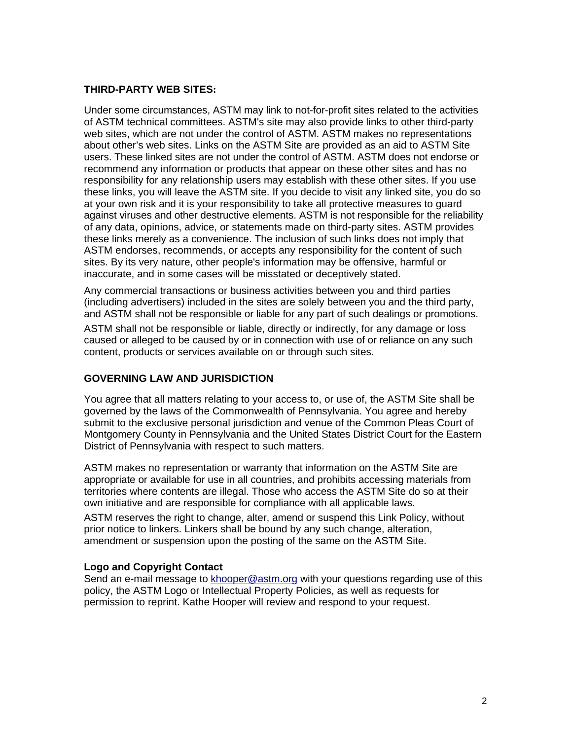**THIRD-PARTY WEB SITES:**

Under some circumstances, ASTM may link to not-for-profit sites related to the activities of ASTM technical committees. ASTM's site may also provide links to other third-party web sites, which are not under the control of ASTM. ASTM makes no representations about other's web sites. Links on the ASTM Site are provided as an aid to ASTM Site users. These linked sites are not under the control of ASTM. ASTM does not endorse or recommend any information or products that appear on these other sites and has no responsibility for any relationship users may establish with these other sites. If you use these links, you will leave the ASTM site. If you decide to visit any linked site, you do so at your own risk and it is your responsibility to take all protective measures to guard against viruses and other destructive elements. ASTM is not responsible for the reliability of any data, opinions, advice, or statements made on third-party sites. ASTM provides these links merely as a convenience. The inclusion of such links does not imply that ASTM endorses, recommends, or accepts any responsibility for the content of such sites. By its very nature, other people's information may be offensive, harmful or inaccurate, and in some cases will be misstated or deceptively stated.

Any commercial transactions or business activities between you and third parties (including advertisers) included in the sites are solely between you and the third party, and ASTM shall not be responsible or liable for any part of such dealings or promotions.

ASTM shall not be responsible or liable, directly or indirectly, for any damage or loss caused or alleged to be caused by or in connection with use of or reliance on any such content, products or services available on or through such sites.

**GOVERNING LAW AND JURISDICTION**

You agree that all matters relating to your access to, or use of, the ASTM Site shall be governed by the laws of the Commonwealth of Pennsylvania. You agree and hereby submit to the exclusive personal jurisdiction and venue of the Common Pleas Court of Montgomery County in Pennsylvania and the United States District Court for the Eastern District of Pennsylvania with respect to such matters.

ASTM makes no representation or warranty that information on the ASTM Site are appropriate or available for use in all countries, and prohibits accessing materials from territories where contents are illegal. Those who access the ASTM Site do so at their own initiative and are responsible for compliance with all applicable laws.

ASTM reserves the right to change, alter, amend or suspend this Link Policy, without prior notice to linkers. Linkers shall be bound by any such change, alteration, amendment or suspension upon the posting of the same on the ASTM Site.

**Logo and Copyright Contact**

Send an e-mail message to khooper@astm.org with your questions regarding use of this policy, the ASTM Logo or Intellectual Property Policies, as well as requests for permission to reprint. Kathe Hooper will review and respond to your request.